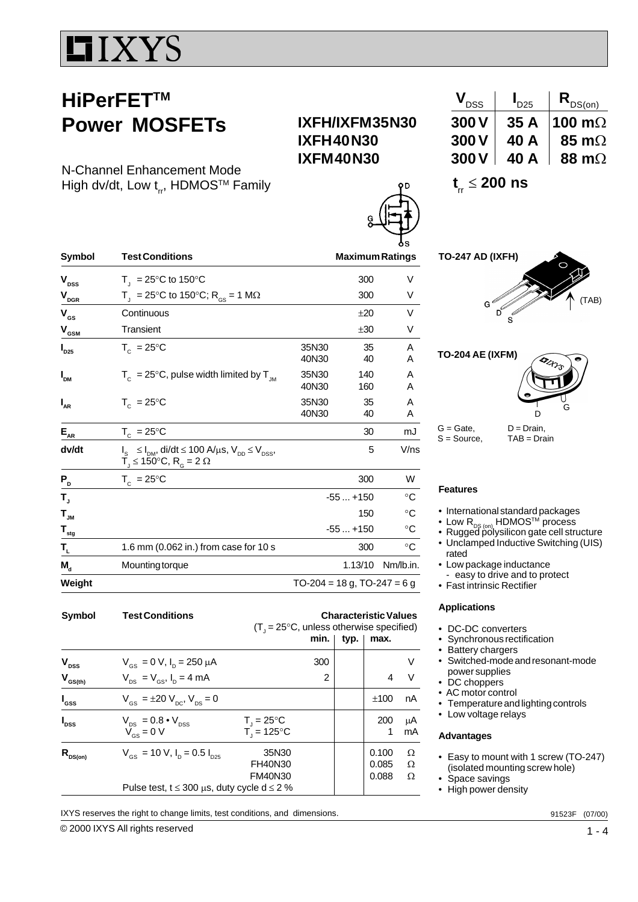# IXYS

## HiPerFET™ Power MOSFETs

**IXFH/IXFM35N30**
**IXFH40N30**
**IXFM40N30**

N-Channel Enhancement Mode
High dv/dt, Low $t_{rr}$, HDMOS™ Family

| $V_{DSS}$ | $I_{D25}$ | $R_{DS(on)}$ |
|---|---|---|
| 300 V | 35 A | 100 mΩ |
| 300 V | 40 A | 85 mΩ |
| 300 V | 40 A | 88 mΩ |

$t_{rr} \leq$ **200 ns**

| Symbol | Test Conditions | | Maximum Ratings | |
|---|---|---|---|---|
| $V_{DSS}$ | $T_J$ = 25°C to 150°C | | 300 | V |
| $V_{DGR}$ | $T_J$ = 25°C to 150°C; $R_{GS}$ = 1 MΩ | | 300 | V |
| $V_{GS}$ | Continuous | | ±20 | V |
| $V_{GSM}$ | Transient | | ±30 | V |
| $I_{D25}$ | $T_C$ = 25°C | 35N30<br>40N30 | 35<br>40 | A<br>A |
| $I_{DM}$ | $T_C$ = 25°C, pulse width limited by $T_{JM}$ | 35N30<br>40N30 | 140<br>160 | A<br>A |
| $I_{AR}$ | $T_C$ = 25°C | 35N30<br>40N30 | 35<br>40 | A<br>A |
| $E_{AR}$ | $T_C$ = 25°C | | 30 | mJ |
| dv/dt | $I_S \leq I_{DM}$, di/dt ≤ 100 A/µs, $V_{DD} \leq V_{DSS}$, $T_J \leq$ 150°C, $R_G$ = 2 Ω | | 5 | V/ns |
| $P_D$ | $T_C$ = 25°C | | 300 | W |
| $T_J$ | | | -55 ... +150 | °C |
| $T_{JM}$ | | | 150 | °C |
| $T_{stg}$ | | | -55 ... +150 | °C |
| $T_L$ | 1.6 mm (0.062 in.) from case for 10 s | | 300 | °C |
| $M_d$ | Mounting torque | | 1.13/10 | Nm/lb.in. |
| Weight | | | TO-204 = 18 g, TO-247 = 6 g | |

| Symbol | Test Conditions | | Characteristic Values ($T_J$ = 25°C, unless otherwise specified) min. | typ. | max. | |
|---|---|---|---|---|---|---|
| $V_{DSS}$ | $V_{GS}$ = 0 V, $I_D$ = 250 µA | | 300 | | | V |
| $V_{GS(th)}$ | $V_{DS}$ = $V_{GS}$, $I_D$ = 4 mA | | 2 | | 4 | V |
| $I_{GSS}$ | $V_{GS}$ = ±20 $V_{DC}$, $V_{DS}$ = 0 | | | | ±100 | nA |
| $I_{DSS}$ | $V_{DS}$ = 0.8 • $V_{DSS}$<br>$V_{GS}$ = 0 V | $T_J$ = 25°C<br>$T_J$ = 125°C | | | 200<br>1 | µA<br>mA |
| $R_{DS(on)}$ | $V_{GS}$ = 10 V, $I_D$ = 0.5 $I_{D25}$<br>Pulse test, t ≤ 300 µs, duty cycle d ≤ 2 % | 35N30<br>FH40N30<br>FM40N30 | | | 0.100<br>0.085<br>0.088 | Ω<br>Ω<br>Ω |

**TO-247 AD (IXFH)**

**TO-204 AE (IXFM)**

G = Gate, D = Drain,
S = Source, TAB = Drain

### Features

- International standard packages
- Low $R_{DS(on)}$ HDMOS™ process
- Rugged polysilicon gate cell structure
- Unclamped Inductive Switching (UIS) rated
- Low package inductance
  - easy to drive and to protect
- Fast intrinsic Rectifier

### Applications

- DC-DC converters
- Synchronous rectification
- Battery chargers
- Switched-mode and resonant-mode power supplies
- DC choppers
- AC motor control
- Temperature and lighting controls
- Low voltage relays

### Advantages

- Easy to mount with 1 screw (TO-247) (isolated mounting screw hole)
- Space savings
- High power density

IXYS reserves the right to change limits, test conditions, and dimensions.

91523F (07/00)

© 2000 IXYS All rights reserved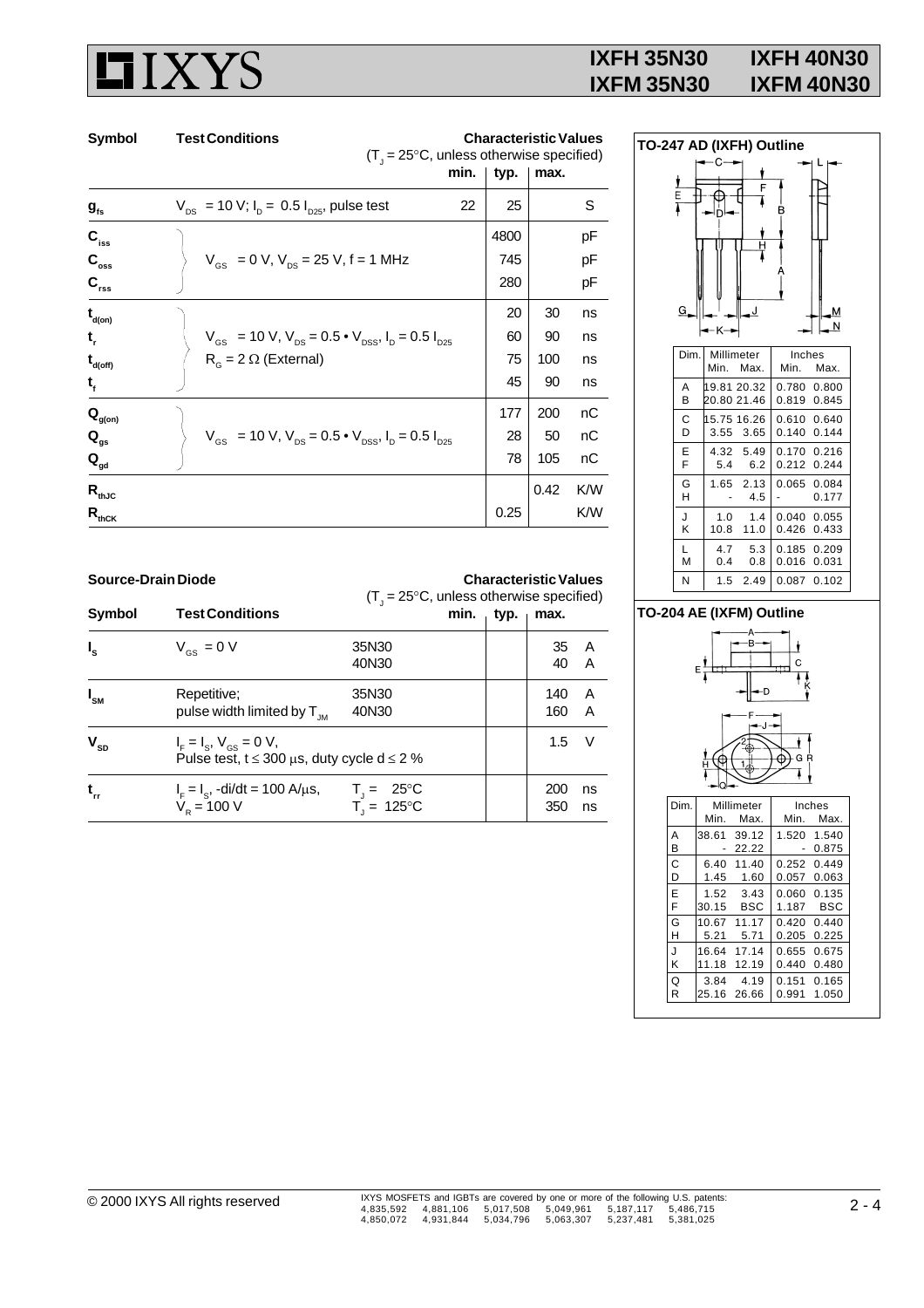# IXFH 35N30 IXFH 40N30 IXFM 35N30 IXFM 40N30

| Symbol | Test Conditions | min. | typ. | max. | |
|---|---|---|---|---|---|
| | Characteristic Values ($T_J$ = 25°C, unless otherwise specified) | | | | |
| $g_{fs}$ | $V_{DS}$ = 10 V; $I_D$ = 0.5 $I_{D25}$, pulse test | 22 | 25 | | S |
| $C_{iss}$ | $V_{GS}$ = 0 V, $V_{DS}$ = 25 V, f = 1 MHz | | 4800 | | pF |
| $C_{oss}$ | | | 745 | | pF |
| $C_{rss}$ | | | 280 | | pF |
| $t_{d(on)}$ | $V_{GS}$ = 10 V, $V_{DS}$ = 0.5 • $V_{DSS}$, $I_D$ = 0.5 $I_{D25}$; $R_G$ = 2 Ω (External) | | 20 | 30 | ns |
| $t_r$ | | | 60 | 90 | ns |
| $t_{d(off)}$ | | | 75 | 100 | ns |
| $t_f$ | | | 45 | 90 | ns |
| $Q_{g(on)}$ | $V_{GS}$ = 10 V, $V_{DS}$ = 0.5 • $V_{DSS}$, $I_D$ = 0.5 $I_{D25}$ | | 177 | 200 | nC |
| $Q_{gs}$ | | | 28 | 50 | nC |
| $Q_{gd}$ | | | 78 | 105 | nC |
| $R_{thJC}$ | | | | 0.42 | K/W |
| $R_{thCK}$ | | | 0.25 | | K/W |

## Source-Drain Diode

| Symbol | Test Conditions | | min. | typ. | max. | |
|---|---|---|---|---|---|---|
| | Characteristic Values ($T_J$ = 25°C, unless otherwise specified) | | | | | |
| $I_S$ | $V_{GS}$ = 0 V | 35N30 | | | 35 | A |
| | | 40N30 | | | 40 | A |
| $I_{SM}$ | Repetitive; pulse width limited by $T_{JM}$ | 35N30 | | | 140 | A |
| | | 40N30 | | | 160 | A |
| $V_{SD}$ | $I_F = I_S$, $V_{GS}$ = 0 V, Pulse test, t ≤ 300 μs, duty cycle d ≤ 2 % | | | | 1.5 | V |
| $t_{rr}$ | $I_F = I_S$, -di/dt = 100 A/μs, $V_R$ = 100 V | $T_J$ = 25°C | | | 200 | ns |
| | | $T_J$ = 125°C | | | 350 | ns |

## TO-247 AD (IXFH) Outline

| Dim. | Millimeter Min. | Millimeter Max. | Inches Min. | Inches Max. |
|---|---|---|---|---|
| A | 19.81 | 20.32 | 0.780 | 0.800 |
| B | 20.80 | 21.46 | 0.819 | 0.845 |
| C | 15.75 | 16.26 | 0.610 | 0.640 |
| D | 3.55 | 3.65 | 0.140 | 0.144 |
| E | 4.32 | 5.49 | 0.170 | 0.216 |
| F | 5.4 | 6.2 | 0.212 | 0.244 |
| G | 1.65 | 2.13 | 0.065 | 0.084 |
| H | - | 4.5 | - | 0.177 |
| J | 1.0 | 1.4 | 0.040 | 0.055 |
| K | 10.8 | 11.0 | 0.426 | 0.433 |
| L | 4.7 | 5.3 | 0.185 | 0.209 |
| M | 0.4 | 0.8 | 0.016 | 0.031 |
| N | 1.5 | 2.49 | 0.087 | 0.102 |

## TO-204 AE (IXFM) Outline

| Dim. | Millimeter Min. | Millimeter Max. | Inches Min. | Inches Max. |
|---|---|---|---|---|
| A | 38.61 | 39.12 | 1.520 | 1.540 |
| B | - | 22.22 | - | 0.875 |
| C | 6.40 | 11.40 | 0.252 | 0.449 |
| D | 1.45 | 1.60 | 0.057 | 0.063 |
| E | 1.52 | 3.43 | 0.060 | 0.135 |
| F | 30.15 | BSC | 1.187 | BSC |
| G | 10.67 | 11.17 | 0.420 | 0.440 |
| H | 5.21 | 5.71 | 0.205 | 0.225 |
| J | 16.64 | 17.14 | 0.655 | 0.675 |
| K | 11.18 | 12.19 | 0.440 | 0.480 |
| Q | 3.84 | 4.19 | 0.151 | 0.165 |
| R | 25.16 | 26.66 | 0.991 | 1.050 |

© 2000 IXYS All rights reserved

IXYS MOSFETS and IGBTs are covered by one or more of the following U.S. patents: 4,835,592 4,881,106 5,017,508 5,049,961 5,187,117 5,486,715 4,850,072 4,931,844 5,034,796 5,063,307 5,237,481 5,381,025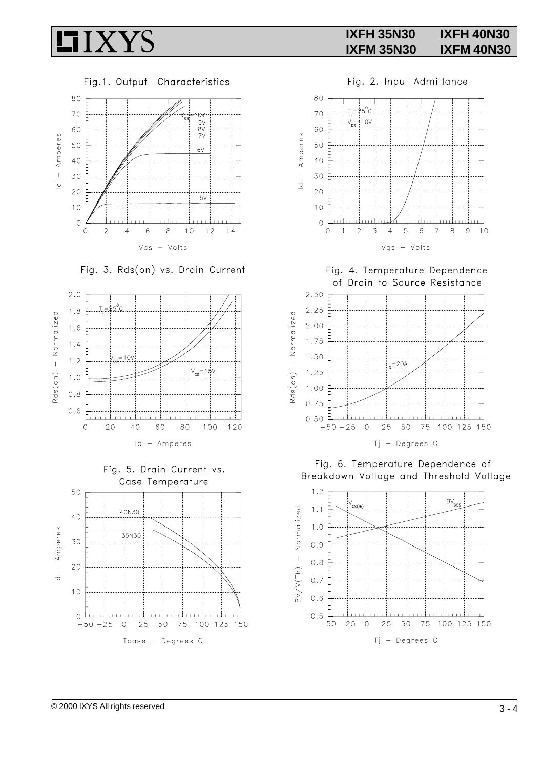Fig.1. Output Characteristics

Fig. 2. Input Admittance

Fig. 3. Rds(on) vs. Drain Current

Fig. 4. Temperature Dependence of Drain to Source Resistance

Fig. 5. Drain Current vs. Case Temperature

Fig. 6. Temperature Dependence of Breakdown Voltage and Threshold Voltage

© 2000 IXYS All rights reserved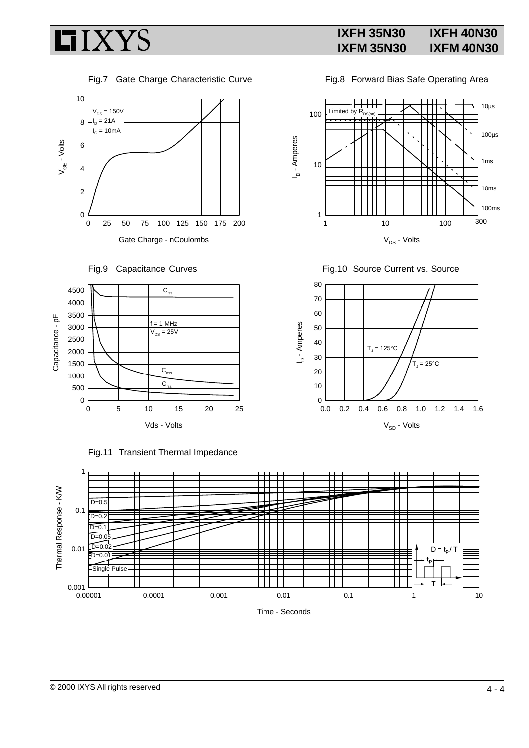Fig.7 Gate Charge Characteristic Curve

$V_{DS}$ = 150V
$I_D$ = 21A
$I_G$ = 10mA

$V_{GE}$ - Volts

10
8
6
4
2
0

0 25 50 75 100 125 150 175 200

Gate Charge - nCoulombs

Fig.8 Forward Bias Safe Operating Area

Limited by $R_{DS(on)}$

$I_D$ - Amperes

100
10
1

1 10 100 300

$V_{DS}$ - Volts

10µs
100µs
1ms
10ms
100ms

Fig.9 Capacitance Curves

Capacitance - pF

4500
4000
3500
3000
2500
2000
1500
1000
500
0

0 5 10 15 20 25

Vds - Volts

$C_{iss}$
f = 1 MHz
$V_{DS}$ = 25V
$C_{oss}$
$C_{rss}$

Fig.10 Source Current vs. Source

$I_D$ - Amperes

80
70
60
50
40
30
20
10
0

0.0 0.2 0.4 0.6 0.8 1.0 1.2 1.4 1.6

$V_{SD}$ - Volts

$T_J$ = 125°C
$T_J$ = 25°C

Fig.11 Transient Thermal Impedance

Thermal Response - K/W

1
0.1
0.01
0.001

0.00001 0.0001 0.001 0.01 0.1 1 10

Time - Seconds

D=0.5
D=0.2
D=0.1
D=0.05
D=0.02
D=0.01
Single Pulse

D = $t_p$ / T
$t_p$
T

© 2000 IXYS All rights reserved